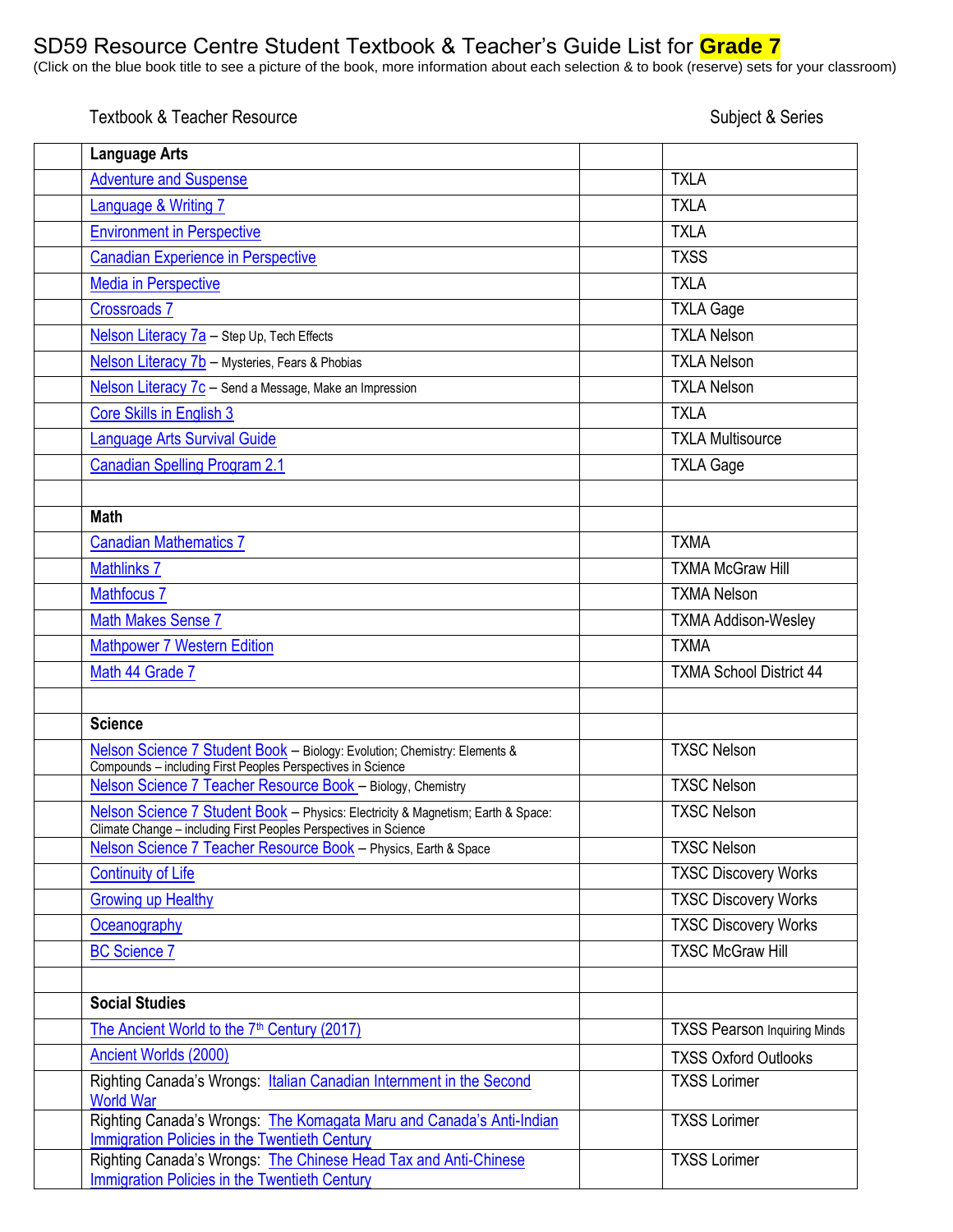# SD59 Resource Centre Student Textbook & Teacher's Guide List for **Grade 7**

(Click on the blue book title to see a picture of the book, more information about each selection & to book (reserve) sets for your classroom)

| | Textbook & Teacher Resource | | Subject & Series |
|---|---|---|---|
| | **Language Arts** | | |
| | Adventure and Suspense | | TXLA |
| | Language & Writing 7 | | TXLA |
| | Environment in Perspective | | TXLA |
| | Canadian Experience in Perspective | | TXSS |
| | Media in Perspective | | TXLA |
| | Crossroads 7 | | TXLA Gage |
| | Nelson Literacy 7a – Step Up, Tech Effects | | TXLA Nelson |
| | Nelson Literacy 7b – Mysteries, Fears & Phobias | | TXLA Nelson |
| | Nelson Literacy 7c – Send a Message, Make an Impression | | TXLA Nelson |
| | Core Skills in English 3 | | TXLA |
| | Language Arts Survival Guide | | TXLA Multisource |
| | Canadian Spelling Program 2.1 | | TXLA Gage |
| | | | |
| | **Math** | | |
| | Canadian Mathematics 7 | | TXMA |
| | Mathlinks 7 | | TXMA McGraw Hill |
| | Mathfocus 7 | | TXMA Nelson |
| | Math Makes Sense 7 | | TXMA Addison-Wesley |
| | Mathpower 7 Western Edition | | TXMA |
| | Math 44 Grade 7 | | TXMA School District 44 |
| | | | |
| | **Science** | | |
| | Nelson Science 7 Student Book – Biology: Evolution; Chemistry: Elements & Compounds – including First Peoples Perspectives in Science | | TXSC Nelson |
| | Nelson Science 7 Teacher Resource Book – Biology, Chemistry | | TXSC Nelson |
| | Nelson Science 7 Student Book – Physics: Electricity & Magnetism; Earth & Space: Climate Change – including First Peoples Perspectives in Science | | TXSC Nelson |
| | Nelson Science 7 Teacher Resource Book – Physics, Earth & Space | | TXSC Nelson |
| | Continuity of Life | | TXSC Discovery Works |
| | Growing up Healthy | | TXSC Discovery Works |
| | Oceanography | | TXSC Discovery Works |
| | BC Science 7 | | TXSC McGraw Hill |
| | | | |
| | **Social Studies** | | |
| | The Ancient World to the 7th Century (2017) | | TXSS Pearson Inquiring Minds |
| | Ancient Worlds (2000) | | TXSS Oxford Outlooks |
| | Righting Canada's Wrongs: Italian Canadian Internment in the Second World War | | TXSS Lorimer |
| | Righting Canada's Wrongs: The Komagata Maru and Canada's Anti-Indian Immigration Policies in the Twentieth Century | | TXSS Lorimer |
| | Righting Canada's Wrongs: The Chinese Head Tax and Anti-Chinese Immigration Policies in the Twentieth Century | | TXSS Lorimer |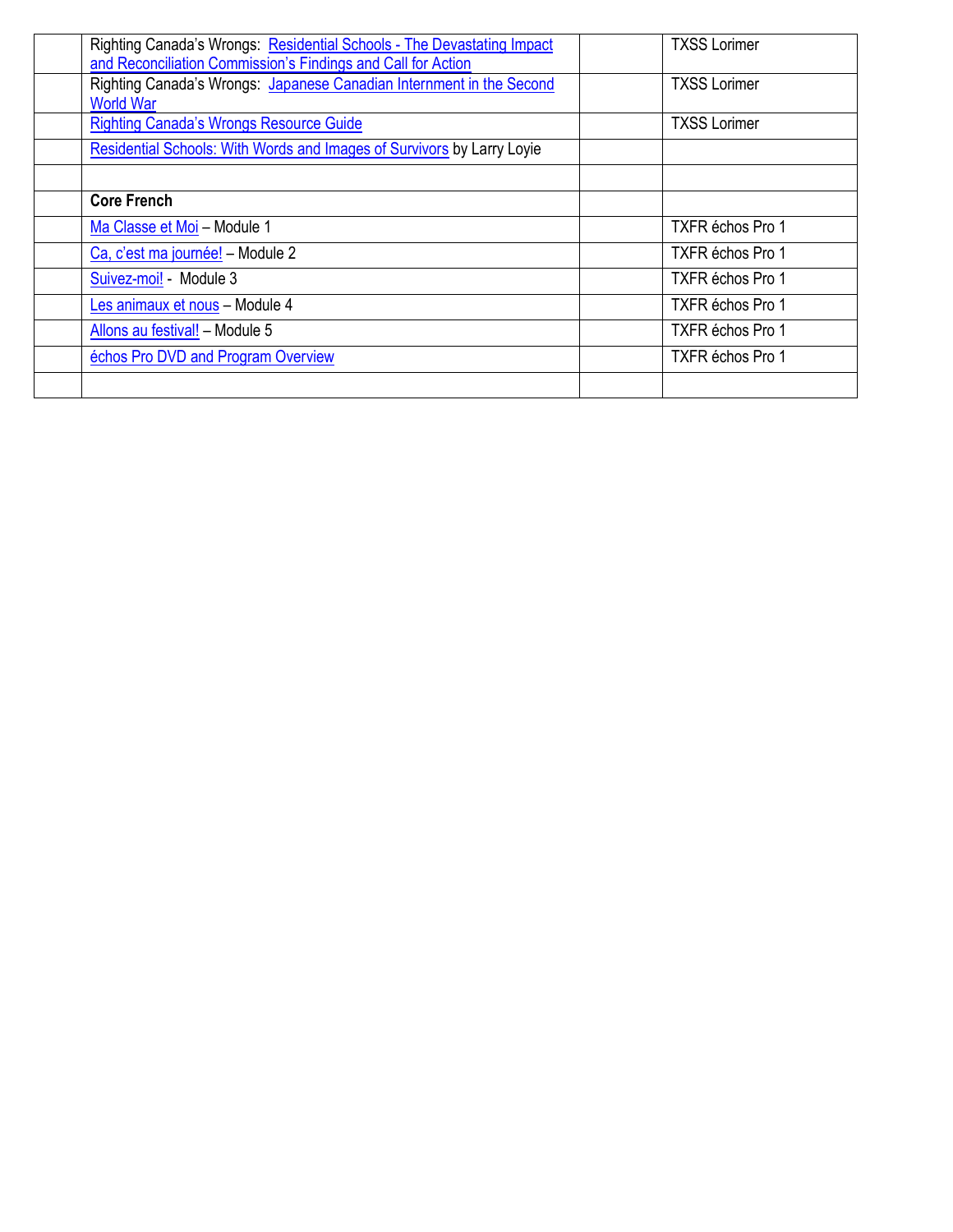| | | | |
|---|---|---|---|
| | Righting Canada's Wrongs: Residential Schools - The Devastating Impact and Reconciliation Commission's Findings and Call for Action | | TXSS Lorimer |
| | Righting Canada's Wrongs: Japanese Canadian Internment in the Second World War | | TXSS Lorimer |
| | Righting Canada's Wrongs Resource Guide | | TXSS Lorimer |
| | Residential Schools: With Words and Images of Survivors by Larry Loyie | | |
| | | | |
| | **Core French** | | |
| | Ma Classe et Moi – Module 1 | | TXFR échos Pro 1 |
| | Ca, c'est ma journée! – Module 2 | | TXFR échos Pro 1 |
| | Suivez-moi! - Module 3 | | TXFR échos Pro 1 |
| | Les animaux et nous – Module 4 | | TXFR échos Pro 1 |
| | Allons au festival! – Module 5 | | TXFR échos Pro 1 |
| | échos Pro DVD and Program Overview | | TXFR échos Pro 1 |
| | | | |